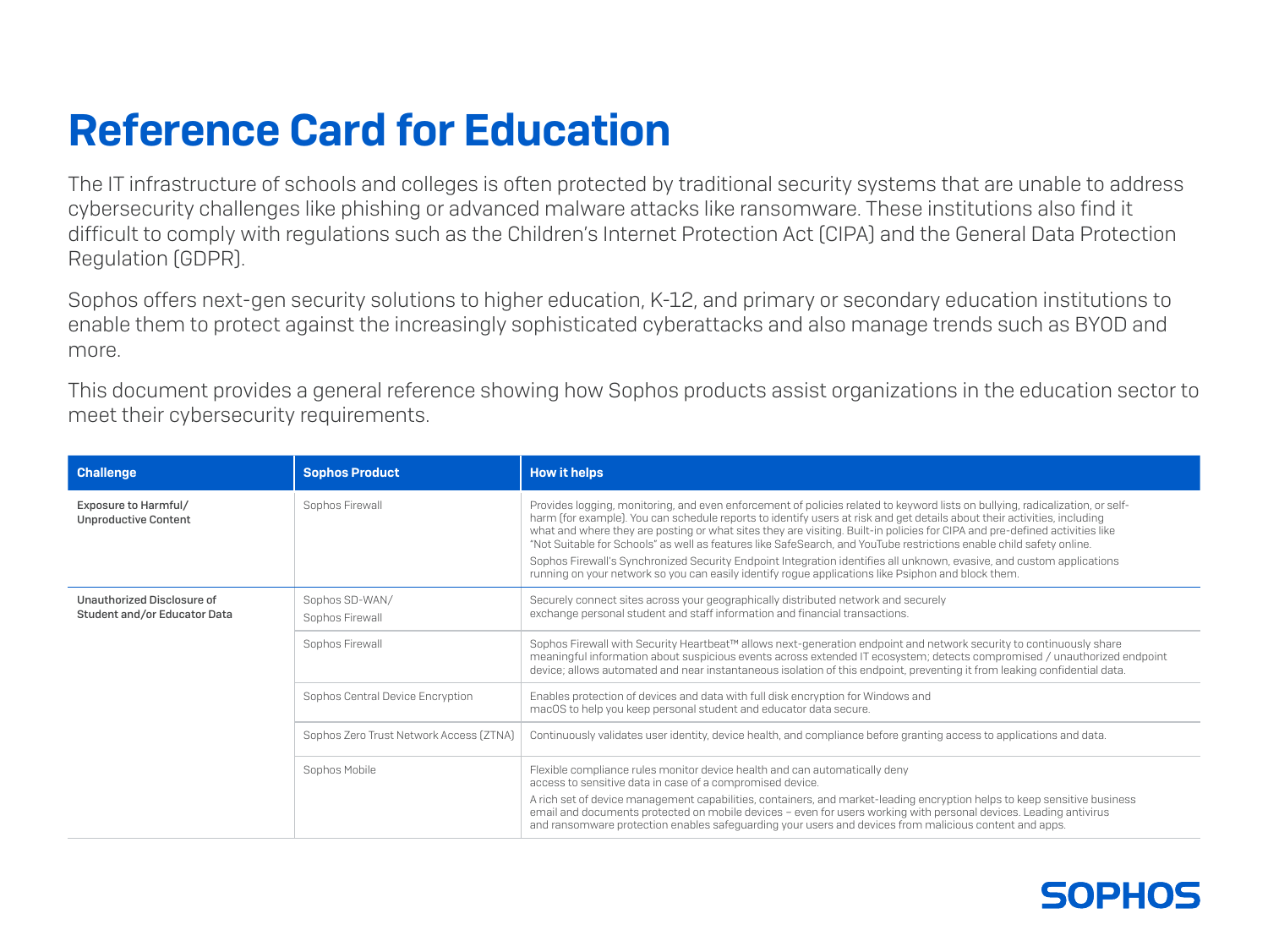# Reference Card for Education

The IT infrastructure of schools and colleges is often protected by traditional security systems that are unable to address cybersecurity challenges like phishing or advanced malware attacks like ransomware. These institutions also find it difficult to comply with regulations such as the Children's Internet Protection Act (CIPA) and the General Data Protection Regulation (GDPR).

Sophos offers next-gen security solutions to higher education, K-12, and primary or secondary education institutions to enable them to protect against the increasingly sophisticated cyberattacks and also manage trends such as BYOD and more.

This document provides a general reference showing how Sophos products assist organizations in the education sector to meet their cybersecurity requirements.

| Challenge | Sophos Product | How it helps |
|---|---|---|
| Exposure to Harmful/ Unproductive Content | Sophos Firewall | Provides logging, monitoring, and even enforcement of policies related to keyword lists on bullying, radicalization, or self-harm (for example). You can schedule reports to identify users at risk and get details about their activities, including what and where they are posting or what sites they are visiting. Built-in policies for CIPA and pre-defined activities like "Not Suitable for Schools" as well as features like SafeSearch, and YouTube restrictions enable child safety online.<br>Sophos Firewall's Synchronized Security Endpoint Integration identifies all unknown, evasive, and custom applications running on your network so you can easily identify rogue applications like Psiphon and block them. |
| Unauthorized Disclosure of Student and/or Educator Data | Sophos SD-WAN/ Sophos Firewall | Securely connect sites across your geographically distributed network and securely exchange personal student and staff information and financial transactions. |
| | Sophos Firewall | Sophos Firewall with Security Heartbeat™ allows next-generation endpoint and network security to continuously share meaningful information about suspicious events across extended IT ecosystem; detects compromised / unauthorized endpoint device; allows automated and near instantaneous isolation of this endpoint, preventing it from leaking confidential data. |
| | Sophos Central Device Encryption | Enables protection of devices and data with full disk encryption for Windows and macOS to help you keep personal student and educator data secure. |
| | Sophos Zero Trust Network Access (ZTNA) | Continuously validates user identity, device health, and compliance before granting access to applications and data. |
| | Sophos Mobile | Flexible compliance rules monitor device health and can automatically deny access to sensitive data in case of a compromised device.<br>A rich set of device management capabilities, containers, and market-leading encryption helps to keep sensitive business email and documents protected on mobile devices – even for users working with personal devices. Leading antivirus and ransomware protection enables safeguarding your users and devices from malicious content and apps. |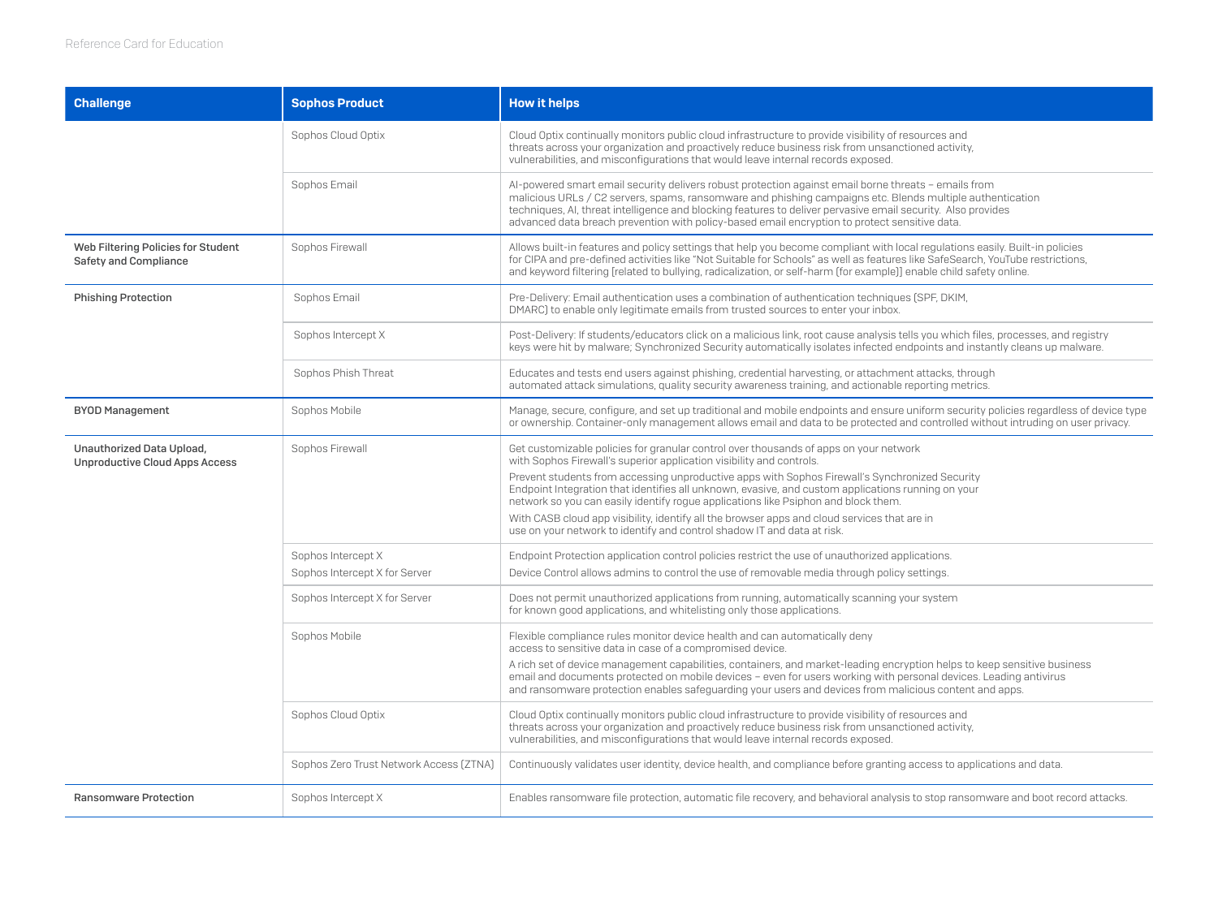| Challenge | Sophos Product | How it helps |
|---|---|---|
| | Sophos Cloud Optix | Cloud Optix continually monitors public cloud infrastructure to provide visibility of resources and threats across your organization and proactively reduce business risk from unsanctioned activity, vulnerabilities, and misconfigurations that would leave internal records exposed. |
| | Sophos Email | AI-powered smart email security delivers robust protection against email borne threats – emails from malicious URLs / C2 servers, spams, ransomware and phishing campaigns etc. Blends multiple authentication techniques, AI, threat intelligence and blocking features to deliver pervasive email security. Also provides advanced data breach prevention with policy-based email encryption to protect sensitive data. |
| Web Filtering Policies for Student Safety and Compliance | Sophos Firewall | Allows built-in features and policy settings that help you become compliant with local regulations easily. Built-in policies for CIPA and pre-defined activities like "Not Suitable for Schools" as well as features like SafeSearch, YouTube restrictions, and keyword filtering [related to bullying, radicalization, or self-harm (for example)] enable child safety online. |
| Phishing Protection | Sophos Email | Pre-Delivery: Email authentication uses a combination of authentication techniques (SPF, DKIM, DMARC) to enable only legitimate emails from trusted sources to enter your inbox. |
| | Sophos Intercept X | Post-Delivery: If students/educators click on a malicious link, root cause analysis tells you which files, processes, and registry keys were hit by malware; Synchronized Security automatically isolates infected endpoints and instantly cleans up malware. |
| | Sophos Phish Threat | Educates and tests end users against phishing, credential harvesting, or attachment attacks, through automated attack simulations, quality security awareness training, and actionable reporting metrics. |
| BYOD Management | Sophos Mobile | Manage, secure, configure, and set up traditional and mobile endpoints and ensure uniform security policies regardless of device type or ownership. Container-only management allows email and data to be protected and controlled without intruding on user privacy. |
| Unauthorized Data Upload, Unproductive Cloud Apps Access | Sophos Firewall | Get customizable policies for granular control over thousands of apps on your network with Sophos Firewall's superior application visibility and controls.<br>Prevent students from accessing unproductive apps with Sophos Firewall's Synchronized Security Endpoint Integration that identifies all unknown, evasive, and custom applications running on your network so you can easily identify rogue applications like Psiphon and block them.<br>With CASB cloud app visibility, identify all the browser apps and cloud services that are in use on your network to identify and control shadow IT and data at risk. |
| | Sophos Intercept X<br>Sophos Intercept X for Server | Endpoint Protection application control policies restrict the use of unauthorized applications.<br>Device Control allows admins to control the use of removable media through policy settings. |
| | Sophos Intercept X for Server | Does not permit unauthorized applications from running, automatically scanning your system for known good applications, and whitelisting only those applications. |
| | Sophos Mobile | Flexible compliance rules monitor device health and can automatically deny access to sensitive data in case of a compromised device.<br>A rich set of device management capabilities, containers, and market-leading encryption helps to keep sensitive business email and documents protected on mobile devices – even for users working with personal devices. Leading antivirus and ransomware protection enables safeguarding your users and devices from malicious content and apps. |
| | Sophos Cloud Optix | Cloud Optix continually monitors public cloud infrastructure to provide visibility of resources and threats across your organization and proactively reduce business risk from unsanctioned activity, vulnerabilities, and misconfigurations that would leave internal records exposed. |
| | Sophos Zero Trust Network Access (ZTNA) | Continuously validates user identity, device health, and compliance before granting access to applications and data. |
| Ransomware Protection | Sophos Intercept X | Enables ransomware file protection, automatic file recovery, and behavioral analysis to stop ransomware and boot record attacks. |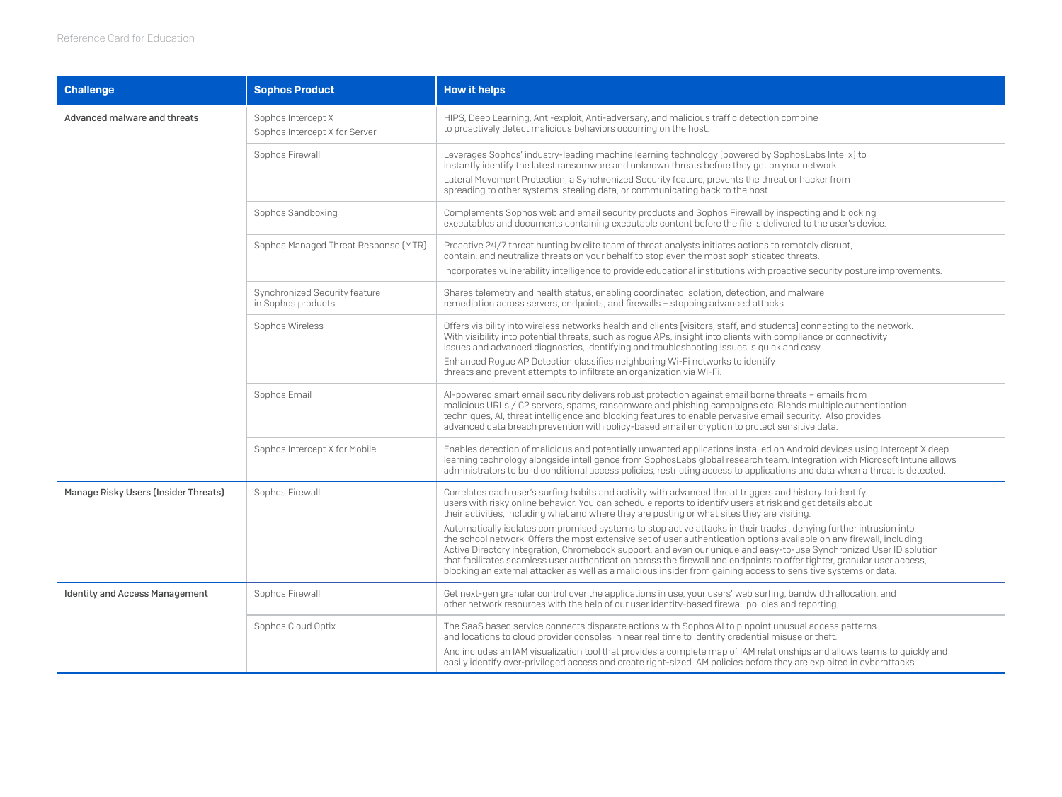| Challenge | Sophos Product | How it helps |
|---|---|---|
| **Advanced malware and threats** | Sophos Intercept X<br>Sophos Intercept X for Server | HIPS, Deep Learning, Anti-exploit, Anti-adversary, and malicious traffic detection combine to proactively detect malicious behaviors occurring on the host. |
| | Sophos Firewall | Leverages Sophos' industry-leading machine learning technology (powered by SophosLabs Intelix) to instantly identify the latest ransomware and unknown threats before they get on your network.<br>Lateral Movement Protection, a Synchronized Security feature, prevents the threat or hacker from spreading to other systems, stealing data, or communicating back to the host. |
| | Sophos Sandboxing | Complements Sophos web and email security products and Sophos Firewall by inspecting and blocking executables and documents containing executable content before the file is delivered to the user's device. |
| | Sophos Managed Threat Response (MTR) | Proactive 24/7 threat hunting by elite team of threat analysts initiates actions to remotely disrupt, contain, and neutralize threats on your behalf to stop even the most sophisticated threats.<br>Incorporates vulnerability intelligence to provide educational institutions with proactive security posture improvements. |
| | Synchronized Security feature in Sophos products | Shares telemetry and health status, enabling coordinated isolation, detection, and malware remediation across servers, endpoints, and firewalls – stopping advanced attacks. |
| | Sophos Wireless | Offers visibility into wireless networks health and clients (visitors, staff, and students) connecting to the network. With visibility into potential threats, such as rogue APs, insight into clients with compliance or connectivity issues and advanced diagnostics, identifying and troubleshooting issues is quick and easy.<br>Enhanced Rogue AP Detection classifies neighboring Wi-Fi networks to identify threats and prevent attempts to infiltrate an organization via Wi-Fi. |
| | Sophos Email | AI-powered smart email security delivers robust protection against email borne threats – emails from malicious URLs / C2 servers, spams, ransomware and phishing campaigns etc. Blends multiple authentication techniques, AI, threat intelligence and blocking features to enable pervasive email security. Also provides advanced data breach prevention with policy-based email encryption to protect sensitive data. |
| | Sophos Intercept X for Mobile | Enables detection of malicious and potentially unwanted applications installed on Android devices using Intercept X deep learning technology alongside intelligence from SophosLabs global research team. Integration with Microsoft Intune allows administrators to build conditional access policies, restricting access to applications and data when a threat is detected. |
| **Manage Risky Users (Insider Threats)** | Sophos Firewall | Correlates each user's surfing habits and activity with advanced threat triggers and history to identify users with risky online behavior. You can schedule reports to identify users at risk and get details about their activities, including what and where they are posting or what sites they are visiting.<br>Automatically isolates compromised systems to stop active attacks in their tracks , denying further intrusion into the school network. Offers the most extensive set of user authentication options available on any firewall, including Active Directory integration, Chromebook support, and even our unique and easy-to-use Synchronized User ID solution that facilitates seamless user authentication across the firewall and endpoints to offer tighter, granular user access, blocking an external attacker as well as a malicious insider from gaining access to sensitive systems or data. |
| **Identity and Access Management** | Sophos Firewall | Get next-gen granular control over the applications in use, your users' web surfing, bandwidth allocation, and other network resources with the help of our user identity-based firewall policies and reporting. |
| | Sophos Cloud Optix | The SaaS based service connects disparate actions with Sophos AI to pinpoint unusual access patterns and locations to cloud provider consoles in near real time to identify credential misuse or theft.<br>And includes an IAM visualization tool that provides a complete map of IAM relationships and allows teams to quickly and easily identify over-privileged access and create right-sized IAM policies before they are exploited in cyberattacks. |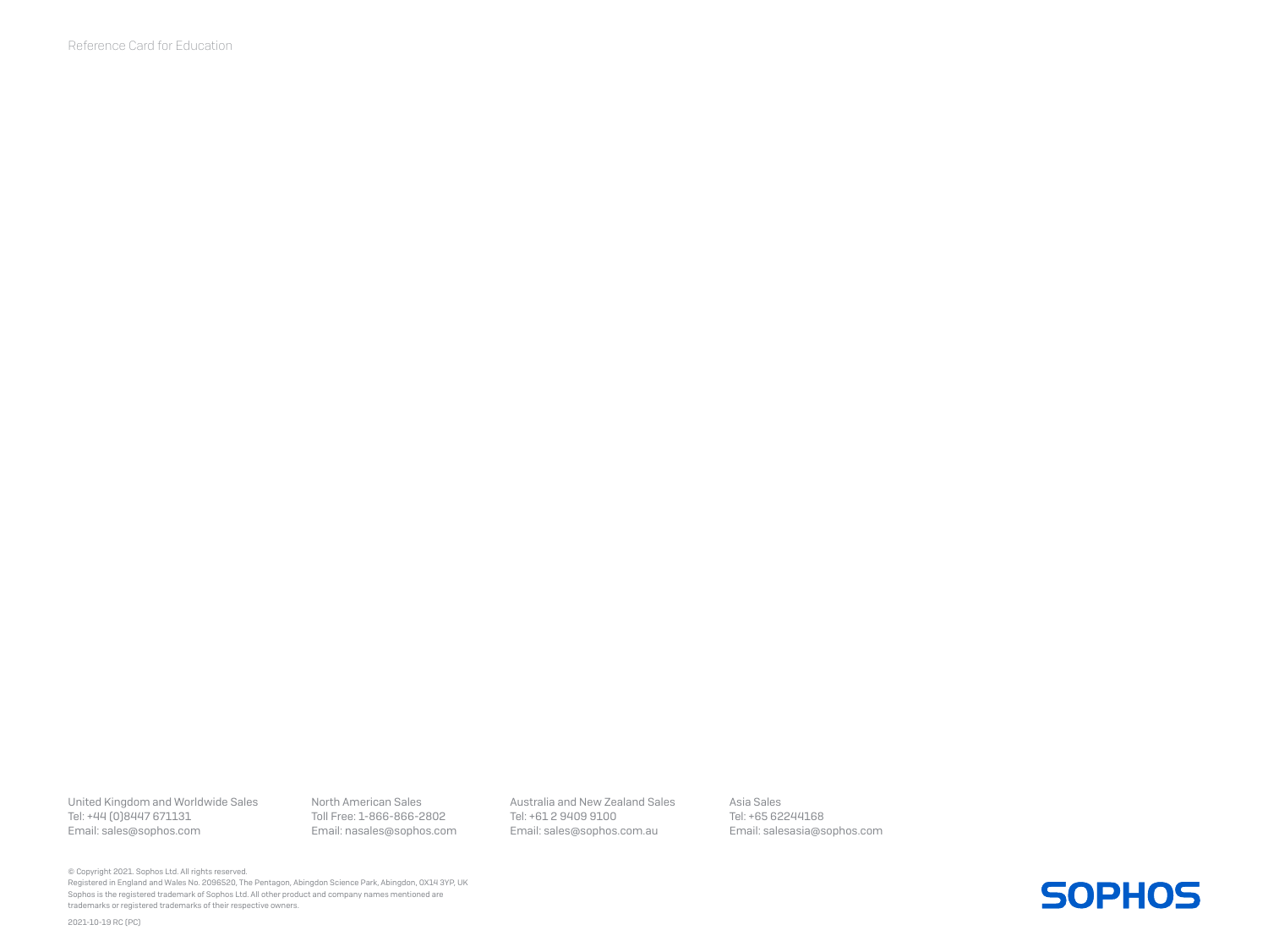United Kingdom and Worldwide Sales
Tel: +44 (0)8447 671131
Email: sales@sophos.com

North American Sales
Toll Free: 1-866-866-2802
Email: nasales@sophos.com

Australia and New Zealand Sales
Tel: +61 2 9409 9100
Email: sales@sophos.com.au

Asia Sales
Tel: +65 62244168
Email: salesasia@sophos.com

© Copyright 2021. Sophos Ltd. All rights reserved.
Registered in England and Wales No. 2096520, The Pentagon, Abingdon Science Park, Abingdon, OX14 3YP, UK
Sophos is the registered trademark of Sophos Ltd. All other product and company names mentioned are trademarks or registered trademarks of their respective owners.

2021-10-19 RC (PC)

SOPHOS